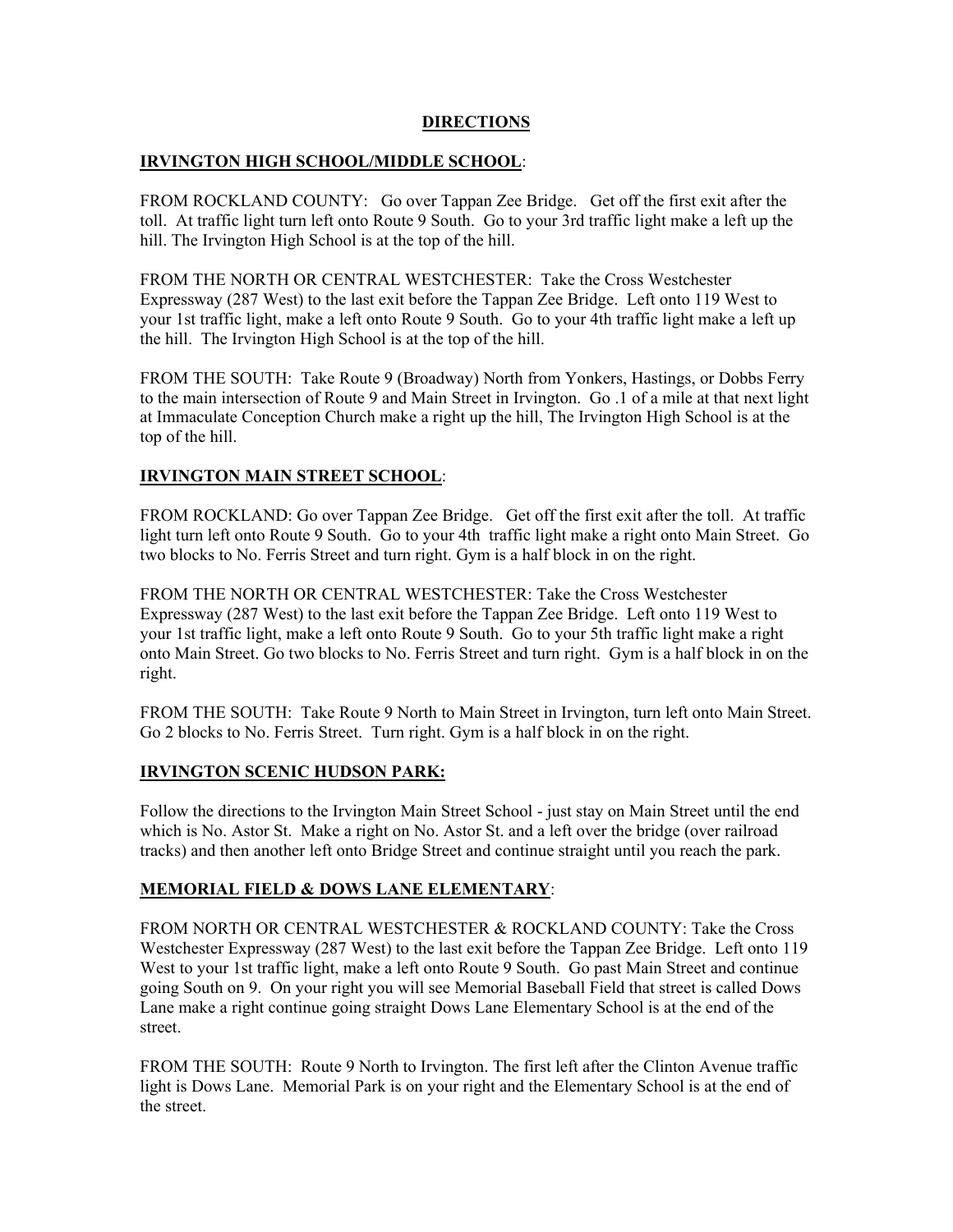# DIRECTIONS

## IRVINGTON HIGH SCHOOL/MIDDLE SCHOOL:

FROM ROCKLAND COUNTY: Go over Tappan Zee Bridge. Get off the first exit after the toll. At traffic light turn left onto Route 9 South. Go to your 3rd traffic light make a left up the hill. The Irvington High School is at the top of the hill.

FROM THE NORTH OR CENTRAL WESTCHESTER: Take the Cross Westchester Expressway (287 West) to the last exit before the Tappan Zee Bridge. Left onto 119 West to your 1st traffic light, make a left onto Route 9 South. Go to your 4th traffic light make a left up the hill. The Irvington High School is at the top of the hill.

FROM THE SOUTH: Take Route 9 (Broadway) North from Yonkers, Hastings, or Dobbs Ferry to the main intersection of Route 9 and Main Street in Irvington. Go .1 of a mile at that next light at Immaculate Conception Church make a right up the hill, The Irvington High School is at the top of the hill.

## IRVINGTON MAIN STREET SCHOOL:

FROM ROCKLAND: Go over Tappan Zee Bridge. Get off the first exit after the toll. At traffic light turn left onto Route 9 South. Go to your 4th traffic light make a right onto Main Street. Go two blocks to No. Ferris Street and turn right. Gym is a half block in on the right.

FROM THE NORTH OR CENTRAL WESTCHESTER: Take the Cross Westchester Expressway (287 West) to the last exit before the Tappan Zee Bridge. Left onto 119 West to your 1st traffic light, make a left onto Route 9 South. Go to your 5th traffic light make a right onto Main Street. Go two blocks to No. Ferris Street and turn right. Gym is a half block in on the right.

FROM THE SOUTH: Take Route 9 North to Main Street in Irvington, turn left onto Main Street. Go 2 blocks to No. Ferris Street. Turn right. Gym is a half block in on the right.

## IRVINGTON SCENIC HUDSON PARK:

Follow the directions to the Irvington Main Street School - just stay on Main Street until the end which is No. Astor St. Make a right on No. Astor St. and a left over the bridge (over railroad tracks) and then another left onto Bridge Street and continue straight until you reach the park.

## MEMORIAL FIELD & DOWS LANE ELEMENTARY:

FROM NORTH OR CENTRAL WESTCHESTER & ROCKLAND COUNTY: Take the Cross Westchester Expressway (287 West) to the last exit before the Tappan Zee Bridge. Left onto 119 West to your 1st traffic light, make a left onto Route 9 South. Go past Main Street and continue going South on 9. On your right you will see Memorial Baseball Field that street is called Dows Lane make a right continue going straight Dows Lane Elementary School is at the end of the street.

FROM THE SOUTH: Route 9 North to Irvington. The first left after the Clinton Avenue traffic light is Dows Lane. Memorial Park is on your right and the Elementary School is at the end of the street.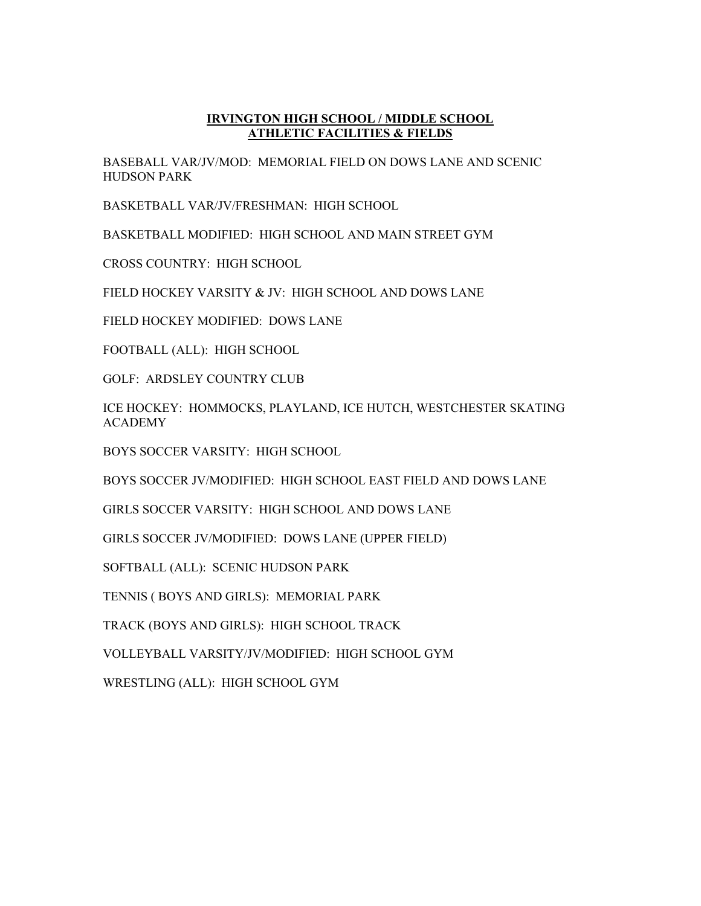# IRVINGTON HIGH SCHOOL / MIDDLE SCHOOL ATHLETIC FACILITIES & FIELDS

BASEBALL VAR/JV/MOD: MEMORIAL FIELD ON DOWS LANE AND SCENIC HUDSON PARK

BASKETBALL VAR/JV/FRESHMAN: HIGH SCHOOL

BASKETBALL MODIFIED: HIGH SCHOOL AND MAIN STREET GYM

CROSS COUNTRY: HIGH SCHOOL

FIELD HOCKEY VARSITY & JV: HIGH SCHOOL AND DOWS LANE

FIELD HOCKEY MODIFIED: DOWS LANE

FOOTBALL (ALL): HIGH SCHOOL

GOLF: ARDSLEY COUNTRY CLUB

ICE HOCKEY: HOMMOCKS, PLAYLAND, ICE HUTCH, WESTCHESTER SKATING ACADEMY

BOYS SOCCER VARSITY: HIGH SCHOOL

BOYS SOCCER JV/MODIFIED: HIGH SCHOOL EAST FIELD AND DOWS LANE

GIRLS SOCCER VARSITY: HIGH SCHOOL AND DOWS LANE

GIRLS SOCCER JV/MODIFIED: DOWS LANE (UPPER FIELD)

SOFTBALL (ALL): SCENIC HUDSON PARK

TENNIS ( BOYS AND GIRLS): MEMORIAL PARK

TRACK (BOYS AND GIRLS): HIGH SCHOOL TRACK

VOLLEYBALL VARSITY/JV/MODIFIED: HIGH SCHOOL GYM

WRESTLING (ALL): HIGH SCHOOL GYM